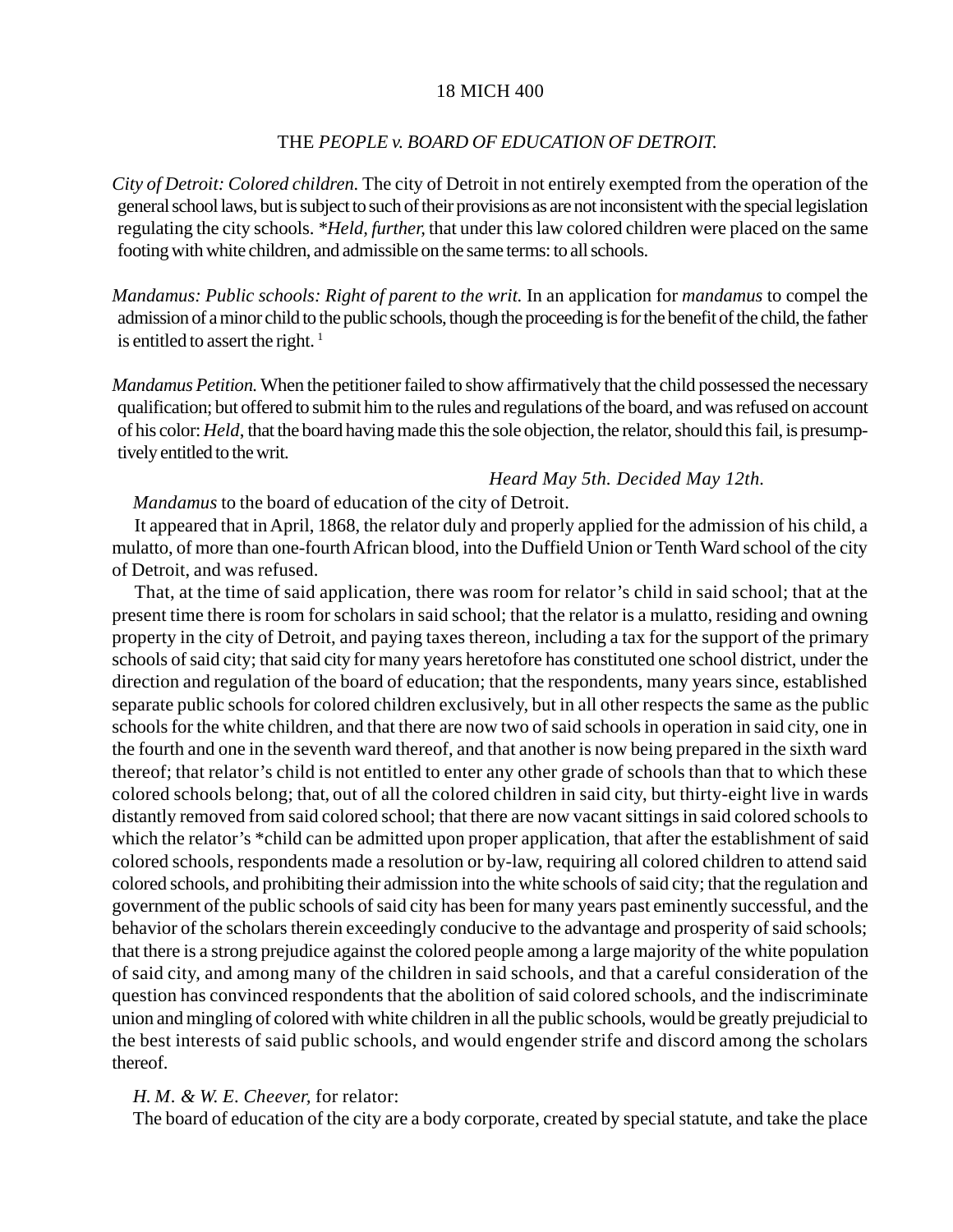18 MICH 400

# THE *PEOPLE v. BOARD OF EDUCATION OF DETROIT.*

*City of Detroit: Colored children.* The city of Detroit in not entirely exempted from the operation of the general school laws, but is subject to such of their provisions as are not inconsistent with the special legislation regulating the city schools. **Held, further,* that under this law colored children were placed on the same footing with white children, and admissible on the same terms: to all schools.

*Mandamus: Public schools: Right of parent to the writ.* In an application for *mandamus* to compel the admission of a minor child to the public schools, though the proceeding is for the benefit of the child, the father is entitled to assert the right. [1]

*Mandamus Petition.* When the petitioner failed to show affirmatively that the child possessed the necessary qualification; but offered to submit him to the rules and regulations of the board, and was refused on account of his color: *Held,* that the board having made this the sole objection, the relator, should this fail, is presumptively entitled to the writ.

*Heard May 5th. Decided May 12th.*

*Mandamus* to the board of education of the city of Detroit.

It appeared that in April, 1868, the relator duly and properly applied for the admission of his child, a mulatto, of more than one-fourth African blood, into the Duffield Union or Tenth Ward school of the city of Detroit, and was refused.

That, at the time of said application, there was room for relator's child in said school; that at the present time there is room for scholars in said school; that the relator is a mulatto, residing and owning property in the city of Detroit, and paying taxes thereon, including a tax for the support of the primary schools of said city; that said city for many years heretofore has constituted one school district, under the direction and regulation of the board of education; that the respondents, many years since, established separate public schools for colored children exclusively, but in all other respects the same as the public schools for the white children, and that there are now two of said schools in operation in said city, one in the fourth and one in the seventh ward thereof, and that another is now being prepared in the sixth ward thereof; that relator's child is not entitled to enter any other grade of schools than that to which these colored schools belong; that, out of all the colored children in said city, but thirty-eight live in wards distantly removed from said colored school; that there are now vacant sittings in said colored schools to which the relator's *child can be admitted upon proper application, that after the establishment of said colored schools, respondents made a resolution or by-law, requiring all colored children to attend said colored schools, and prohibiting their admission into the white schools of said city; that the regulation and government of the public schools of said city has been for many years past eminently successful, and the behavior of the scholars therein exceedingly conducive to the advantage and prosperity of said schools; that there is a strong prejudice against the colored people among a large majority of the white population of said city, and among many of the children in said schools, and that a careful consideration of the question has convinced respondents that the abolition of said colored schools, and the indiscriminate union and mingling of colored with white children in all the public schools, would be greatly prejudicial to the best interests of said public schools, and would engender strife and discord among the scholars thereof.

*H. M. & W. E. Cheever,* for relator:

The board of education of the city are a body corporate, created by special statute, and take the place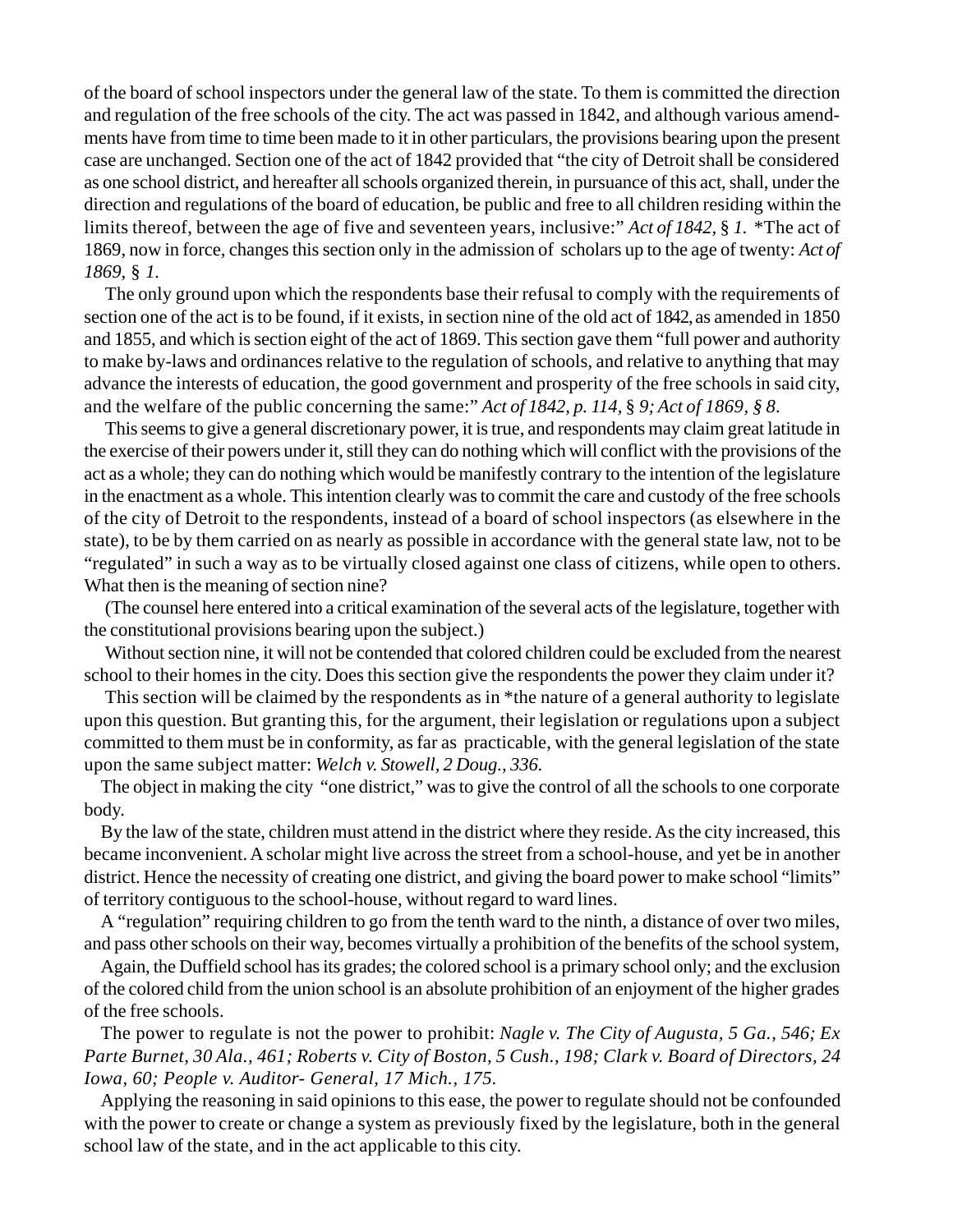of the board of school inspectors under the general law of the state. To them is committed the direction and regulation of the free schools of the city. The act was passed in 1842, and although various amendments have from time to time been made to it in other particulars, the provisions bearing upon the present case are unchanged. Section one of the act of 1842 provided that "the city of Detroit shall be considered as one school district, and hereafter all schools organized therein, in pursuance of this act, shall, under the direction and regulations of the board of education, be public and free to all children residing within the limits thereof, between the age of five and seventeen years, inclusive:" *Act of 1842,* § *1.* *The act of 1869, now in force, changes this section only in the admission of scholars up to the age of twenty: *Act of 1869,* § *1.*

The only ground upon which the respondents base their refusal to comply with the requirements of section one of the act is to be found, if it exists, in section nine of the old act of 1842, as amended in 1850 and 1855, and which is section eight of the act of 1869. This section gave them "full power and authority to make by-laws and ordinances relative to the regulation of schools, and relative to anything that may advance the interests of education, the good government and prosperity of the free schools in said city, and the welfare of the public concerning the same:" *Act of 1842, p. 114,* § *9; Act of 1869, § 8.*

This seems to give a general discretionary power, it is true, and respondents may claim great latitude in the exercise of their powers under it, still they can do nothing which will conflict with the provisions of the act as a whole; they can do nothing which would be manifestly contrary to the intention of the legislature in the enactment as a whole. This intention clearly was to commit the care and custody of the free schools of the city of Detroit to the respondents, instead of a board of school inspectors (as elsewhere in the state), to be by them carried on as nearly as possible in accordance with the general state law, not to be "regulated" in such a way as to be virtually closed against one class of citizens, while open to others. What then is the meaning of section nine?

(The counsel here entered into a critical examination of the several acts of the legislature, together with the constitutional provisions bearing upon the subject.)

Without section nine, it will not be contended that colored children could be excluded from the nearest school to their homes in the city. Does this section give the respondents the power they claim under it?

This section will be claimed by the respondents as in *the nature of a general authority to legislate upon this question. But granting this, for the argument, their legislation or regulations upon a subject committed to them must be in conformity, as far as practicable, with the general legislation of the state upon the same subject matter: *Welch v. Stowell, 2 Doug., 336.*

The object in making the city "one district," was to give the control of all the schools to one corporate body.

By the law of the state, children must attend in the district where they reside. As the city increased, this became inconvenient. A scholar might live across the street from a school-house, and yet be in another district. Hence the necessity of creating one district, and giving the board power to make school "limits" of territory contiguous to the school-house, without regard to ward lines.

A "regulation" requiring children to go from the tenth ward to the ninth, a distance of over two miles, and pass other schools on their way, becomes virtually a prohibition of the benefits of the school system,

Again, the Duffield school has its grades; the colored school is a primary school only; and the exclusion of the colored child from the union school is an absolute prohibition of an enjoyment of the higher grades of the free schools.

The power to regulate is not the power to prohibit: *Nagle v. The City of Augusta, 5 Ga., 546; Ex Parte Burnet, 30 Ala., 461; Roberts v. City of Boston, 5 Cush., 198; Clark v. Board of Directors, 24 Iowa, 60; People v. Auditor- General, 17 Mich., 175.*

Applying the reasoning in said opinions to this ease, the power to regulate should not be confounded with the power to create or change a system as previously fixed by the legislature, both in the general school law of the state, and in the act applicable to this city.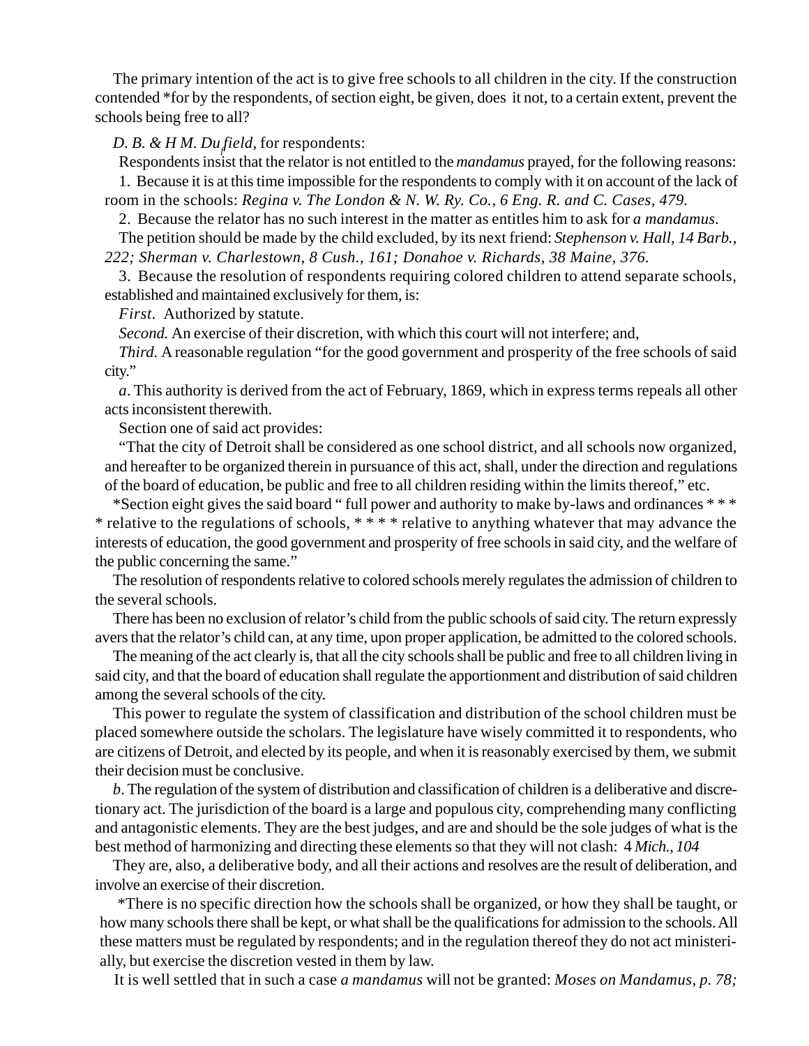The primary intention of the act is to give free schools to all children in the city. If the construction contended *for by the respondents, of section eight, be given, does it not, to a certain extent, prevent the schools being free to all?

*D. B. & H M. Duffield,* for respondents:

Respondents insist that the relator is not entitled to the *mandamus* prayed, for the following reasons:

1. Because it is at this time impossible for the respondents to comply with it on account of the lack of room in the schools: *Regina v. The London & N. W. Ry. Co., 6 Eng. R. and C. Cases, 479.*

2. Because the relator has no such interest in the matter as entitles him to ask for *a mandamus.*

The petition should be made by the child excluded, by its next friend: *Stephenson v. Hall, 14 Barb., 222; Sherman v. Charlestown, 8 Cush., 161; Donahoe v. Richards, 38 Maine, 376.*

3. Because the resolution of respondents requiring colored children to attend separate schools, established and maintained exclusively for them, is:

*First.* Authorized by statute.

*Second.* An exercise of their discretion, with which this court will not interfere; and,

*Third.* A reasonable regulation "for the good government and prosperity of the free schools of said city."

*a*. This authority is derived from the act of February, 1869, which in express terms repeals all other acts inconsistent therewith.

Section one of said act provides:

"That the city of Detroit shall be considered as one school district, and all schools now organized, and hereafter to be organized therein in pursuance of this act, shall, under the direction and regulations of the board of education, be public and free to all children residing within the limits thereof," etc.

*Section eight gives the said board " full power and authority to make by-laws and ordinances * * * * relative to the regulations of schools, * * * * relative to anything whatever that may advance the interests of education, the good government and prosperity of free schools in said city, and the welfare of the public concerning the same."

The resolution of respondents relative to colored schools merely regulates the admission of children to the several schools.

There has been no exclusion of relator's child from the public schools of said city. The return expressly avers that the relator's child can, at any time, upon proper application, be admitted to the colored schools.

The meaning of the act clearly is, that all the city schools shall be public and free to all children living in said city, and that the board of education shall regulate the apportionment and distribution of said children among the several schools of the city.

This power to regulate the system of classification and distribution of the school children must be placed somewhere outside the scholars. The legislature have wisely committed it to respondents, who are citizens of Detroit, and elected by its people, and when it is reasonably exercised by them, we submit their decision must be conclusive.

*b*. The regulation of the system of distribution and classification of children is a deliberative and discretionary act. The jurisdiction of the board is a large and populous city, comprehending many conflicting and antagonistic elements. They are the best judges, and are and should be the sole judges of what is the best method of harmonizing and directing these elements so that they will not clash: 4 *Mich., 104*

They are, also, a deliberative body, and all their actions and resolves are the result of deliberation, and involve an exercise of their discretion.

*There is no specific direction how the schools shall be organized, or how they shall be taught, or how many schools there shall be kept, or what shall be the qualifications for admission to the schools. All these matters must be regulated by respondents; and in the regulation thereof they do not act ministerially, but exercise the discretion vested in them by law.

It is well settled that in such a case *a mandamus* will not be granted: *Moses on Mandamus, p. 78;*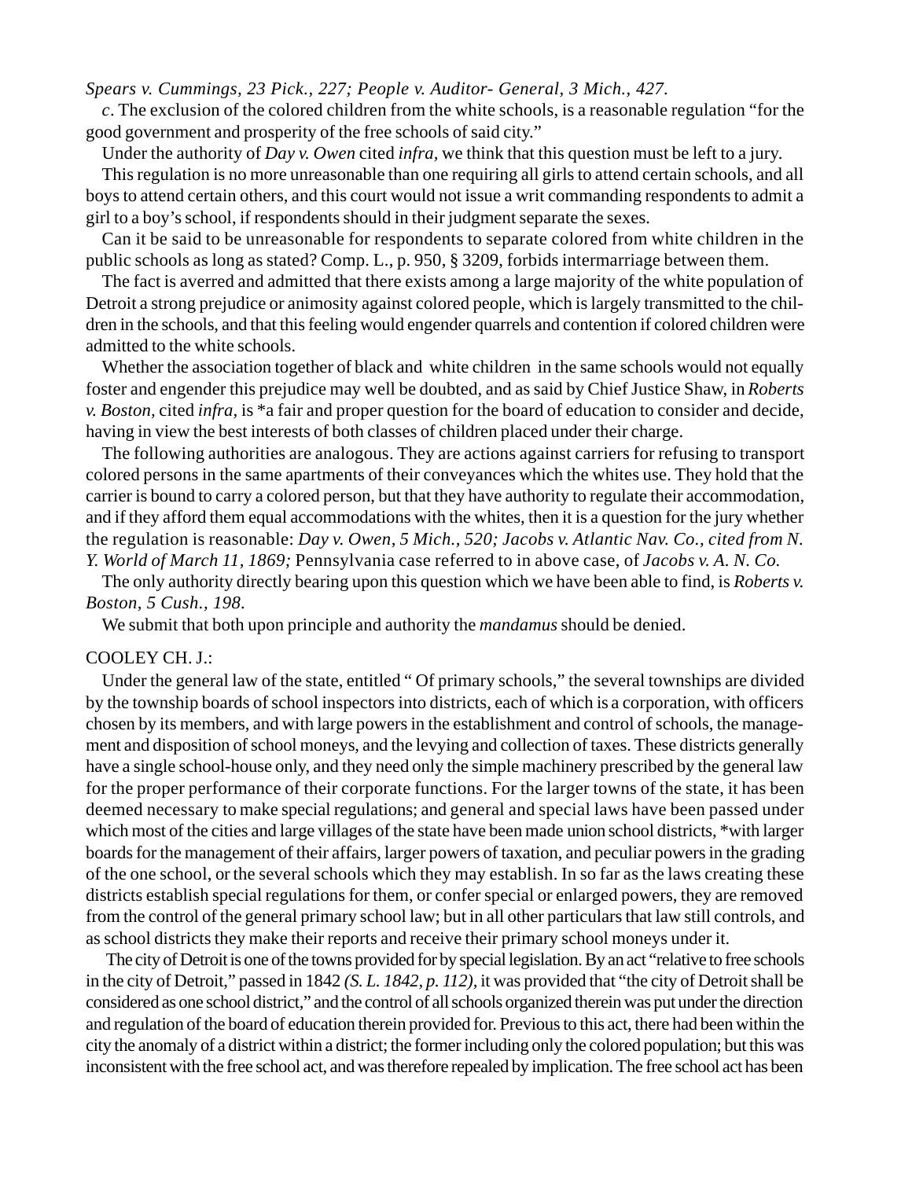*Spears v. Cummings, 23 Pick., 227; People v. Auditor- General, 3 Mich., 427.*

*c*. The exclusion of the colored children from the white schools, is a reasonable regulation "for the good government and prosperity of the free schools of said city."

Under the authority of *Day v. Owen* cited *infra,* we think that this question must be left to a jury.

This regulation is no more unreasonable than one requiring all girls to attend certain schools, and all boys to attend certain others, and this court would not issue a writ commanding respondents to admit a girl to a boy's school, if respondents should in their judgment separate the sexes.

Can it be said to be unreasonable for respondents to separate colored from white children in the public schools as long as stated? Comp. L., p. 950, § 3209, forbids intermarriage between them.

The fact is averred and admitted that there exists among a large majority of the white population of Detroit a strong prejudice or animosity against colored people, which is largely transmitted to the children in the schools, and that this feeling would engender quarrels and contention if colored children were admitted to the white schools.

Whether the association together of black and white children in the same schools would not equally foster and engender this prejudice may well be doubted, and as said by Chief Justice Shaw, in *Roberts v. Boston*, cited *infra,* is *a fair and proper question for the board of education to consider and decide, having in view the best interests of both classes of children placed under their charge.

The following authorities are analogous. They are actions against carriers for refusing to transport colored persons in the same apartments of their conveyances which the whites use. They hold that the carrier is bound to carry a colored person, but that they have authority to regulate their accommodation, and if they afford them equal accommodations with the whites, then it is a question for the jury whether the regulation is reasonable: *Day v. Owen, 5 Mich., 520; Jacobs v. Atlantic Nav. Co., cited from N. Y. World of March 11, 1869;* Pennsylvania case referred to in above case, of *Jacobs v. A. N. Co.*

The only authority directly bearing upon this question which we have been able to find, is *Roberts v. Boston, 5 Cush., 198.*

We submit that both upon principle and authority the *mandamus* should be denied.

COOLEY CH. J.:

Under the general law of the state, entitled " Of primary schools," the several townships are divided by the township boards of school inspectors into districts, each of which is a corporation, with officers chosen by its members, and with large powers in the establishment and control of schools, the management and disposition of school moneys, and the levying and collection of taxes. These districts generally have a single school-house only, and they need only the simple machinery prescribed by the general law for the proper performance of their corporate functions. For the larger towns of the state, it has been deemed necessary to make special regulations; and general and special laws have been passed under which most of the cities and large villages of the state have been made union school districts, *with larger boards for the management of their affairs, larger powers of taxation, and peculiar powers in the grading of the one school, or the several schools which they may establish. In so far as the laws creating these districts establish special regulations for them, or confer special or enlarged powers, they are removed from the control of the general primary school law; but in all other particulars that law still controls, and as school districts they make their reports and receive their primary school moneys under it.

The city of Detroit is one of the towns provided for by special legislation. By an act "relative to free schools in the city of Detroit," passed in 1842 *(S. L. 1842, p. 112)*, it was provided that "the city of Detroit shall be considered as one school district," and the control of all schools organized therein was put under the direction and regulation of the board of education therein provided for. Previous to this act, there had been within the city the anomaly of a district within a district; the former including only the colored population; but this was inconsistent with the free school act, and was therefore repealed by implication. The free school act has been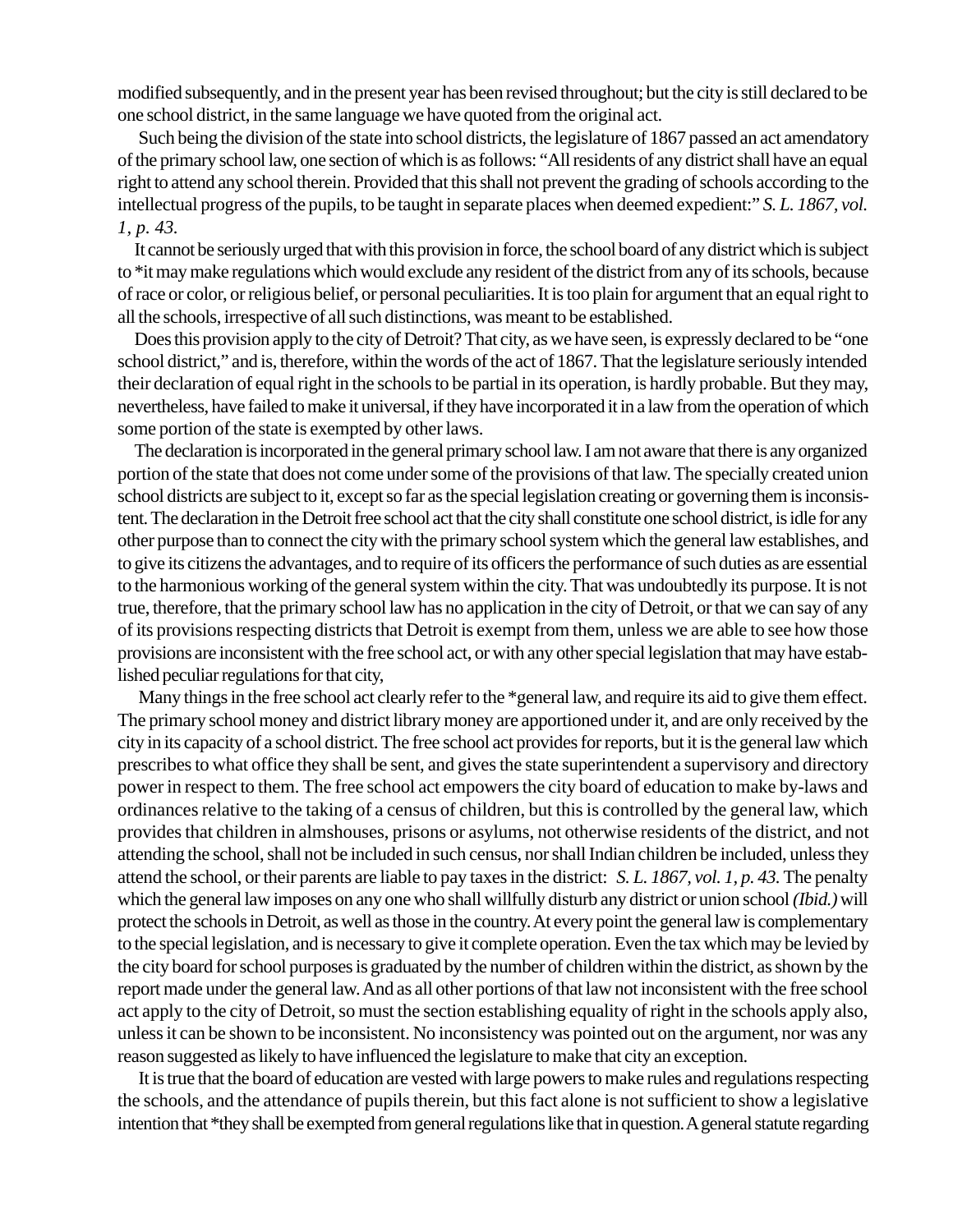modified subsequently, and in the present year has been revised throughout; but the city is still declared to be one school district, in the same language we have quoted from the original act.

Such being the division of the state into school districts, the legislature of 1867 passed an act amendatory of the primary school law, one section of which is as follows: "All residents of any district shall have an equal right to attend any school therein. Provided that this shall not prevent the grading of schools according to the intellectual progress of the pupils, to be taught in separate places when deemed expedient:" *S. L. 1867, vol. 1, p. 43.*

It cannot be seriously urged that with this provision in force, the school board of any district which is subject to *it may make regulations which would exclude any resident of the district from any of its schools, because of race or color, or religious belief, or personal peculiarities. It is too plain for argument that an equal right to all the schools, irrespective of all such distinctions, was meant to be established.

Does this provision apply to the city of Detroit? That city, as we have seen, is expressly declared to be "one school district," and is, therefore, within the words of the act of 1867. That the legislature seriously intended their declaration of equal right in the schools to be partial in its operation, is hardly probable. But they may, nevertheless, have failed to make it universal, if they have incorporated it in a law from the operation of which some portion of the state is exempted by other laws.

The declaration is incorporated in the general primary school law. I am not aware that there is any organized portion of the state that does not come under some of the provisions of that law. The specially created union school districts are subject to it, except so far as the special legislation creating or governing them is inconsistent. The declaration in the Detroit free school act that the city shall constitute one school district, is idle for any other purpose than to connect the city with the primary school system which the general law establishes, and to give its citizens the advantages, and to require of its officers the performance of such duties as are essential to the harmonious working of the general system within the city. That was undoubtedly its purpose. It is not true, therefore, that the primary school law has no application in the city of Detroit, or that we can say of any of its provisions respecting districts that Detroit is exempt from them, unless we are able to see how those provisions are inconsistent with the free school act, or with any other special legislation that may have established peculiar regulations for that city,

Many things in the free school act clearly refer to the *general law, and require its aid to give them effect. The primary school money and district library money are apportioned under it, and are only received by the city in its capacity of a school district. The free school act provides for reports, but it is the general law which prescribes to what office they shall be sent, and gives the state superintendent a supervisory and directory power in respect to them. The free school act empowers the city board of education to make by-laws and ordinances relative to the taking of a census of children, but this is controlled by the general law, which provides that children in almshouses, prisons or asylums, not otherwise residents of the district, and not attending the school, shall not be included in such census, nor shall Indian children be included, unless they attend the school, or their parents are liable to pay taxes in the district: *S. L. 1867, vol. 1, p. 43.* The penalty which the general law imposes on any one who shall willfully disturb any district or union school *(Ibid.)* will protect the schools in Detroit, as well as those in the country. At every point the general law is complementary to the special legislation, and is necessary to give it complete operation. Even the tax which may be levied by the city board for school purposes is graduated by the number of children within the district, as shown by the report made under the general law. And as all other portions of that law not inconsistent with the free school act apply to the city of Detroit, so must the section establishing equality of right in the schools apply also, unless it can be shown to be inconsistent. No inconsistency was pointed out on the argument, nor was any reason suggested as likely to have influenced the legislature to make that city an exception.

It is true that the board of education are vested with large powers to make rules and regulations respecting the schools, and the attendance of pupils therein, but this fact alone is not sufficient to show a legislative intention that *they shall be exempted from general regulations like that in question. A general statute regarding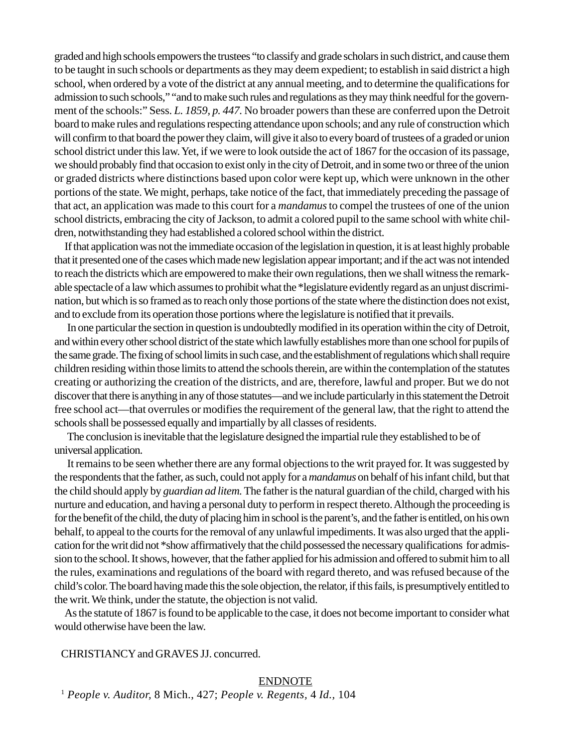graded and high schools empowers the trustees "to classify and grade scholars in such district, and cause them to be taught in such schools or departments as they may deem expedient; to establish in said district a high school, when ordered by a vote of the district at any annual meeting, and to determine the qualifications for admission to such schools," "and to make such rules and regulations as they may think needful for the government of the schools:" Sess. *L. 1859, p. 447.* No broader powers than these are conferred upon the Detroit board to make rules and regulations respecting attendance upon schools; and any rule of construction which will confirm to that board the power they claim, will give it also to every board of trustees of a graded or union school district under this law. Yet, if we were to look outside the act of 1867 for the occasion of its passage, we should probably find that occasion to exist only in the city of Detroit, and in some two or three of the union or graded districts where distinctions based upon color were kept up, which were unknown in the other portions of the state. We might, perhaps, take notice of the fact, that immediately preceding the passage of that act, an application was made to this court for a *mandamus* to compel the trustees of one of the union school districts, embracing the city of Jackson, to admit a colored pupil to the same school with white children, notwithstanding they had established a colored school within the district.

If that application was not the immediate occasion of the legislation in question, it is at least highly probable that it presented one of the cases which made new legislation appear important; and if the act was not intended to reach the districts which are empowered to make their own regulations, then we shall witness the remarkable spectacle of a law which assumes to prohibit what the *legislature evidently regard as an unjust discrimination, but which is so framed as to reach only those portions of the state where the distinction does not exist, and to exclude from its operation those portions where the legislature is notified that it prevails.

In one particular the section in question is undoubtedly modified in its operation within the city of Detroit, and within every other school district of the state which lawfully establishes more than one school for pupils of the same grade. The fixing of school limits in such case, and the establishment of regulations which shall require children residing within those limits to attend the schools therein, are within the contemplation of the statutes creating or authorizing the creation of the districts, and are, therefore, lawful and proper. But we do not discover that there is anything in any of those statutes—and we include particularly in this statement the Detroit free school act—that overrules or modifies the requirement of the general law, that the right to attend the schools shall be possessed equally and impartially by all classes of residents.

The conclusion is inevitable that the legislature designed the impartial rule they established to be of universal application.

It remains to be seen whether there are any formal objections to the writ prayed for. It was suggested by the respondents that the father, as such, could not apply for a *mandamus* on behalf of his infant child, but that the child should apply by *guardian ad litem.* The father is the natural guardian of the child, charged with his nurture and education, and having a personal duty to perform in respect thereto. Although the proceeding is for the benefit of the child, the duty of placing him in school is the parent's, and the father is entitled, on his own behalf, to appeal to the courts for the removal of any unlawful impediments. It was also urged that the application for the writ did not *show affirmatively that the child possessed the necessary qualifications for admission to the school. It shows, however, that the father applied for his admission and offered to submit him to all the rules, examinations and regulations of the board with regard thereto, and was refused because of the child's color. The board having made this the sole objection, the relator, if this fails, is presumptively entitled to the writ. We think, under the statute, the objection is not valid.

As the statute of 1867 is found to be applicable to the case, it does not become important to consider what would otherwise have been the law.

CHRISTIANCY and GRAVES JJ. concurred.

ENDNOTE

[1] *People v. Auditor,* 8 Mich., 427; *People v. Regents*, 4 *Id.*, 104